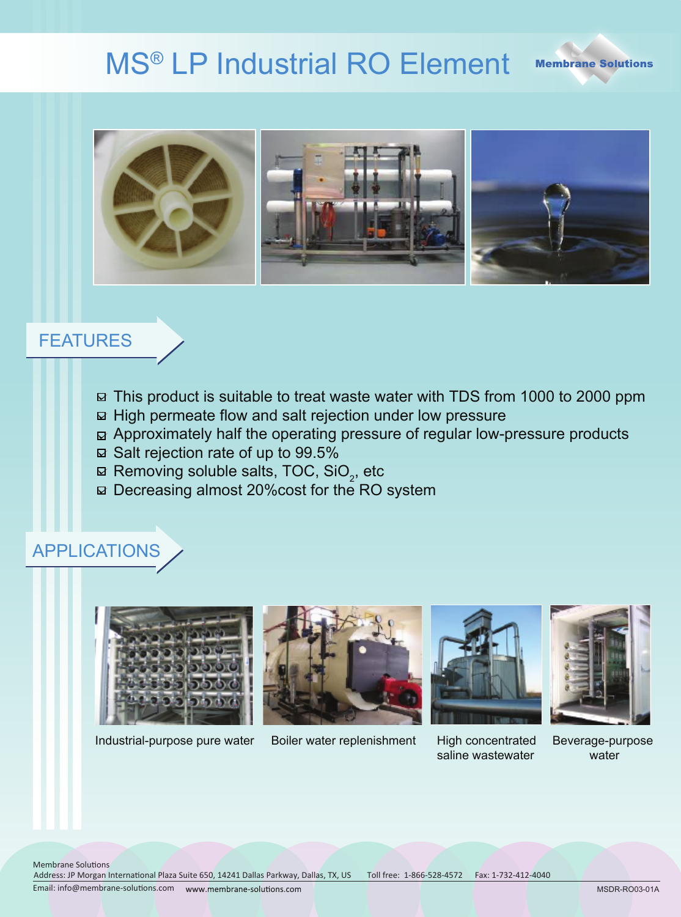# MS® LP Industrial RO Element

Membrane Solutions

## FEATURES

- This product is suitable to treat waste water with TDS from 1000 to 2000 ppm
- High permeate flow and salt rejection under low pressure
- Approximately half the operating pressure of regular low-pressure products
- Salt rejection rate of up to 99.5%
- Removing soluble salts, TOC, $SiO_2$, etc
- Decreasing almost 20%cost for the RO system

## APPLICATIONS

Industrial-purpose pure water

Boiler water replenishment

High concentrated saline wastewater

Beverage-purpose water

Membrane Solutions
Address: JP Morgan International Plaza Suite 650, 14241 Dallas Parkway, Dallas, TX, US Toll free: 1-866-528-4572 Fax: 1-732-412-4040
Email: info@membrane-solutions.com www.membrane-solutions.com

MSDR-RO03-01A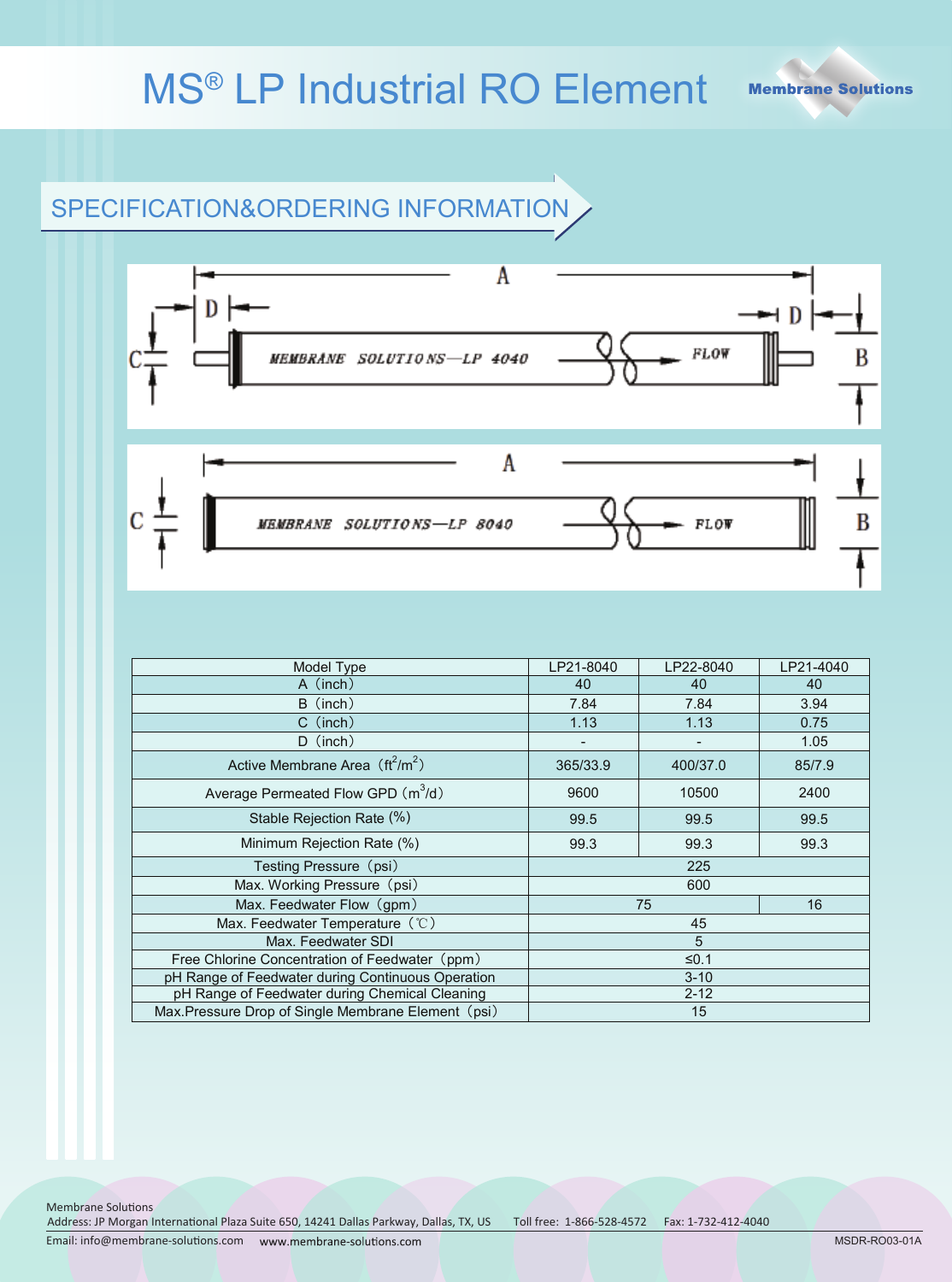# MS® LP Industrial RO Element

Membrane Solutions

## SPECIFICATION&ORDERING INFORMATION

A
D
D
C
B
MEMBRANE SOLUTIONS—LP 4040
FLOW

A
C
B
MEMBRANE SOLUTIONS—LP 8040
FLOW

| Model Type | LP21-8040 | LP22-8040 | LP21-4040 |
|---|---|---|---|
| A (inch) | 40 | 40 | 40 |
| B (inch) | 7.84 | 7.84 | 3.94 |
| C (inch) | 1.13 | 1.13 | 0.75 |
| D (inch) | - | - | 1.05 |
| Active Membrane Area ($ft^2/m^2$) | 365/33.9 | 400/37.0 | 85/7.9 |
| Average Permeated Flow GPD ($m^3/d$) | 9600 | 10500 | 2400 |
| Stable Rejection Rate (%) | 99.5 | 99.5 | 99.5 |
| Minimum Rejection Rate (%) | 99.3 | 99.3 | 99.3 |
| Testing Pressure (psi) | 225 | | |
| Max. Working Pressure (psi) | 600 | | |
| Max. Feedwater Flow (gpm) | 75 | | 16 |
| Max. Feedwater Temperature (℃) | 45 | | |
| Max. Feedwater SDI | 5 | | |
| Free Chlorine Concentration of Feedwater (ppm) | ≤0.1 | | |
| pH Range of Feedwater during Continuous Operation | 3-10 | | |
| pH Range of Feedwater during Chemical Cleaning | 2-12 | | |
| Max.Pressure Drop of Single Membrane Element (psi) | 15 | | |

Membrane Solutions
Address: JP Morgan International Plaza Suite 650, 14241 Dallas Parkway, Dallas, TX, US Toll free: 1-866-528-4572 Fax: 1-732-412-4040
Email: info@membrane-solutions.com www.membrane-solutions.com MSDR-RO03-01A